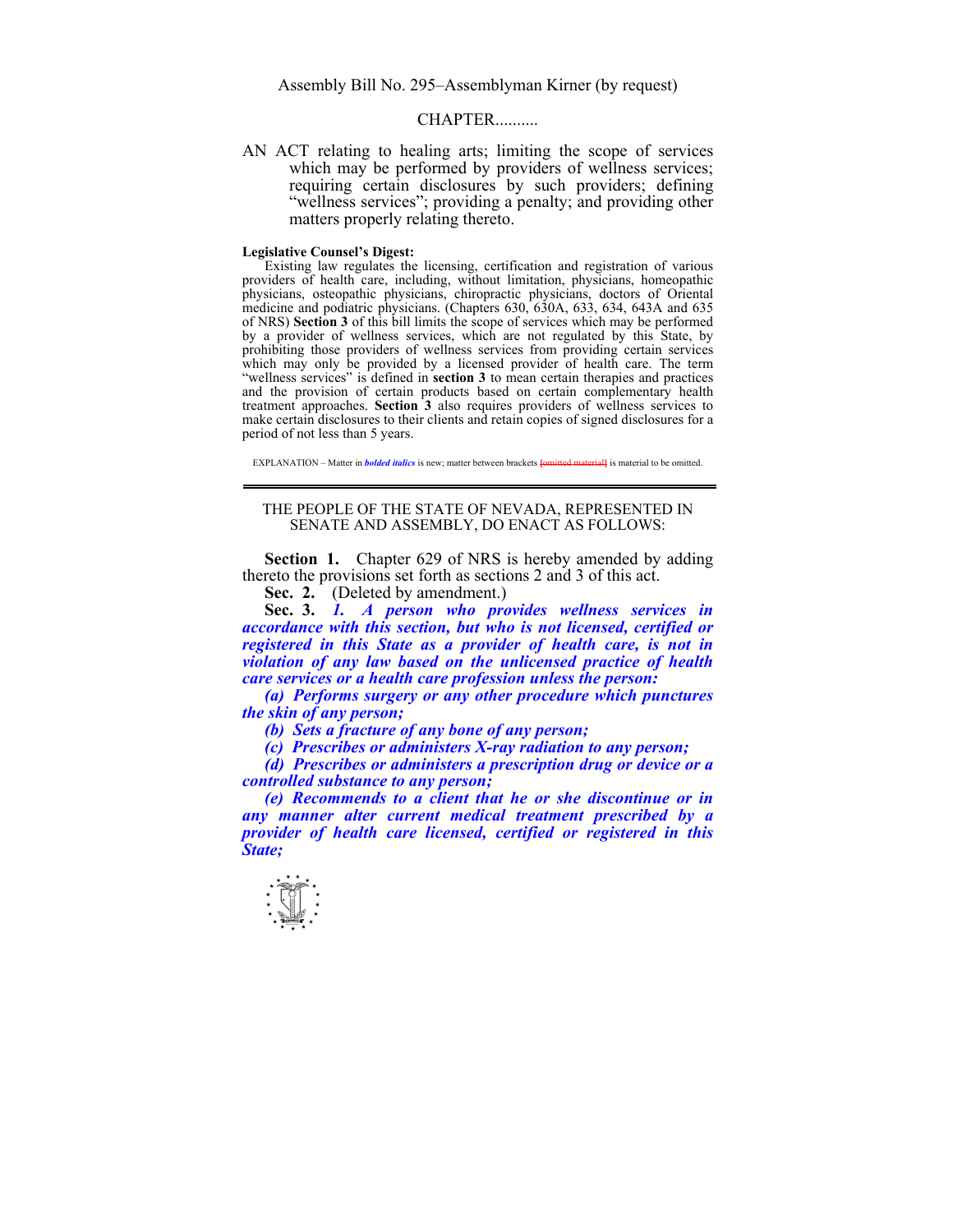Assembly Bill No. 295–Assemblyman Kirner (by request)

CHAPTER..........

AN ACT relating to healing arts; limiting the scope of services which may be performed by providers of wellness services; requiring certain disclosures by such providers; defining "wellness services"; providing a penalty; and providing other matters properly relating thereto.

**Legislative Counsel's Digest:**

Existing law regulates the licensing, certification and registration of various providers of health care, including, without limitation, physicians, homeopathic physicians, osteopathic physicians, chiropractic physicians, doctors of Oriental medicine and podiatric physicians. (Chapters 630, 630A, 633, 634, 643A and 635 of NRS) **Section 3** of this bill limits the scope of services which may be performed by a provider of wellness services, which are not regulated by this State, by prohibiting those providers of wellness services from providing certain services which may only be provided by a licensed provider of health care. The term "wellness services" is defined in **section 3** to mean certain therapies and practices and the provision of certain products based on certain complementary health treatment approaches. **Section 3** also requires providers of wellness services to make certain disclosures to their clients and retain copies of signed disclosures for a period of not less than 5 years.

EXPLANATION – Matter in ***bolded italics*** is new; matter between brackets ~~[omitted material]~~ is material to be omitted.

---

THE PEOPLE OF THE STATE OF NEVADA, REPRESENTED IN SENATE AND ASSEMBLY, DO ENACT AS FOLLOWS:

**Section 1.** Chapter 629 of NRS is hereby amended by adding thereto the provisions set forth as sections 2 and 3 of this act.

**Sec. 2.** (Deleted by amendment.)

**Sec. 3.** ***1. A person who provides wellness services in accordance with this section, but who is not licensed, certified or registered in this State as a provider of health care, is not in violation of any law based on the unlicensed practice of health care services or a health care profession unless the person:***

***(a) Performs surgery or any other procedure which punctures the skin of any person;***

***(b) Sets a fracture of any bone of any person;***

***(c) Prescribes or administers X-ray radiation to any person;***

***(d) Prescribes or administers a prescription drug or device or a controlled substance to any person;***

***(e) Recommends to a client that he or she discontinue or in any manner alter current medical treatment prescribed by a provider of health care licensed, certified or registered in this State;***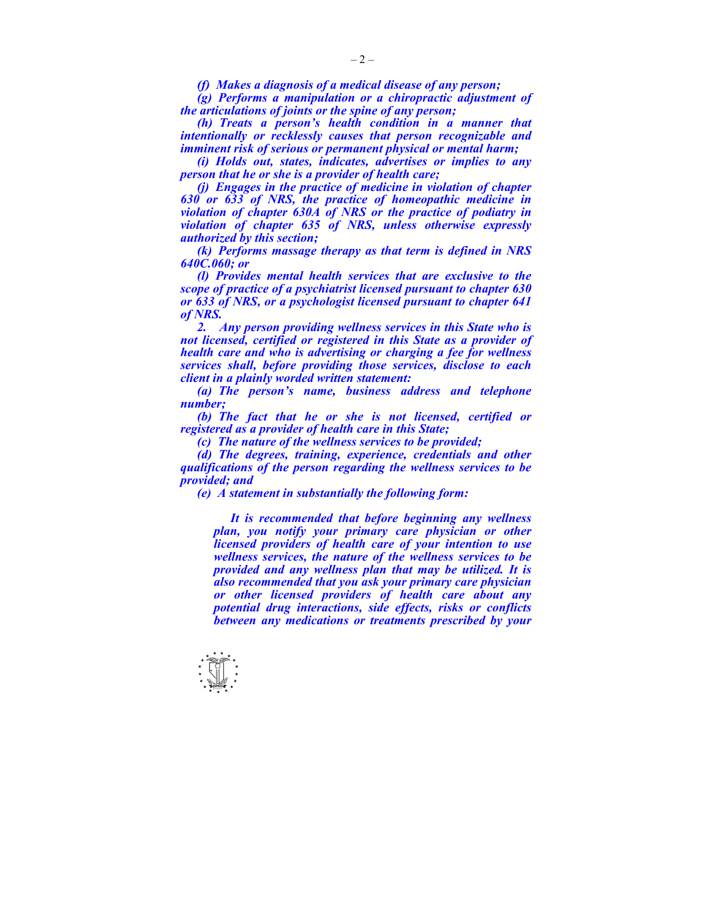***(f) Makes a diagnosis of a medical disease of any person;***

***(g) Performs a manipulation or a chiropractic adjustment of the articulations of joints or the spine of any person;***

***(h) Treats a person's health condition in a manner that intentionally or recklessly causes that person recognizable and imminent risk of serious or permanent physical or mental harm;***

***(i) Holds out, states, indicates, advertises or implies to any person that he or she is a provider of health care;***

***(j) Engages in the practice of medicine in violation of chapter 630 or 633 of NRS, the practice of homeopathic medicine in violation of chapter 630A of NRS or the practice of podiatry in violation of chapter 635 of NRS, unless otherwise expressly authorized by this section;***

***(k) Performs massage therapy as that term is defined in NRS 640C.060; or***

***(l) Provides mental health services that are exclusive to the scope of practice of a psychiatrist licensed pursuant to chapter 630 or 633 of NRS, or a psychologist licensed pursuant to chapter 641 of NRS.***

***2. Any person providing wellness services in this State who is not licensed, certified or registered in this State as a provider of health care and who is advertising or charging a fee for wellness services shall, before providing those services, disclose to each client in a plainly worded written statement:***

***(a) The person's name, business address and telephone number;***

***(b) The fact that he or she is not licensed, certified or registered as a provider of health care in this State;***

***(c) The nature of the wellness services to be provided;***

***(d) The degrees, training, experience, credentials and other qualifications of the person regarding the wellness services to be provided; and***

***(e) A statement in substantially the following form:***

> ***It is recommended that before beginning any wellness plan, you notify your primary care physician or other licensed providers of health care of your intention to use wellness services, the nature of the wellness services to be provided and any wellness plan that may be utilized. It is also recommended that you ask your primary care physician or other licensed providers of health care about any potential drug interactions, side effects, risks or conflicts between any medications or treatments prescribed by your***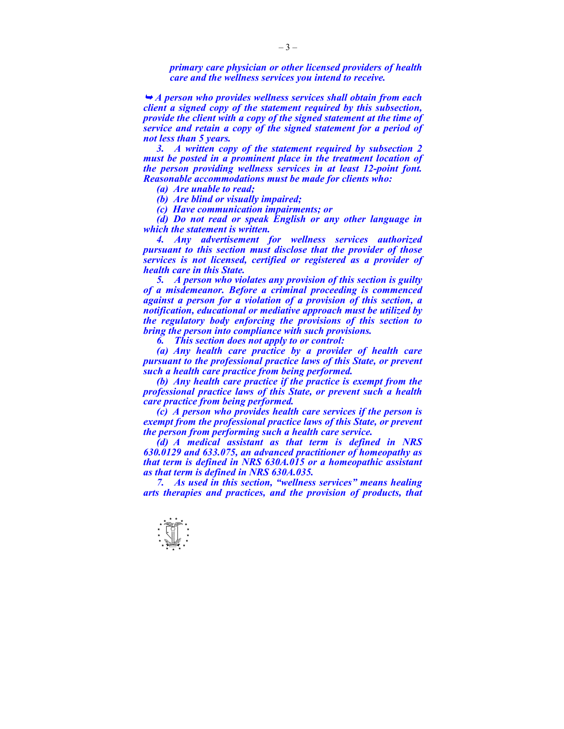*primary care physician or other licensed providers of health care and the wellness services you intend to receive.*

*➥ A person who provides wellness services shall obtain from each client a signed copy of the statement required by this subsection, provide the client with a copy of the signed statement at the time of service and retain a copy of the signed statement for a period of not less than 5 years.*

*3. A written copy of the statement required by subsection 2 must be posted in a prominent place in the treatment location of the person providing wellness services in at least 12-point font. Reasonable accommodations must be made for clients who:*

*(a) Are unable to read;*

*(b) Are blind or visually impaired;*

*(c) Have communication impairments; or*

*(d) Do not read or speak English or any other language in which the statement is written.*

*4. Any advertisement for wellness services authorized pursuant to this section must disclose that the provider of those services is not licensed, certified or registered as a provider of health care in this State.*

*5. A person who violates any provision of this section is guilty of a misdemeanor. Before a criminal proceeding is commenced against a person for a violation of a provision of this section, a notification, educational or mediative approach must be utilized by the regulatory body enforcing the provisions of this section to bring the person into compliance with such provisions.*

*6. This section does not apply to or control:*

*(a) Any health care practice by a provider of health care pursuant to the professional practice laws of this State, or prevent such a health care practice from being performed.*

*(b) Any health care practice if the practice is exempt from the professional practice laws of this State, or prevent such a health care practice from being performed.*

*(c) A person who provides health care services if the person is exempt from the professional practice laws of this State, or prevent the person from performing such a health care service.*

*(d) A medical assistant as that term is defined in NRS 630.0129 and 633.075, an advanced practitioner of homeopathy as that term is defined in NRS 630A.015 or a homeopathic assistant as that term is defined in NRS 630A.035.*

*7. As used in this section, "wellness services" means healing arts therapies and practices, and the provision of products, that*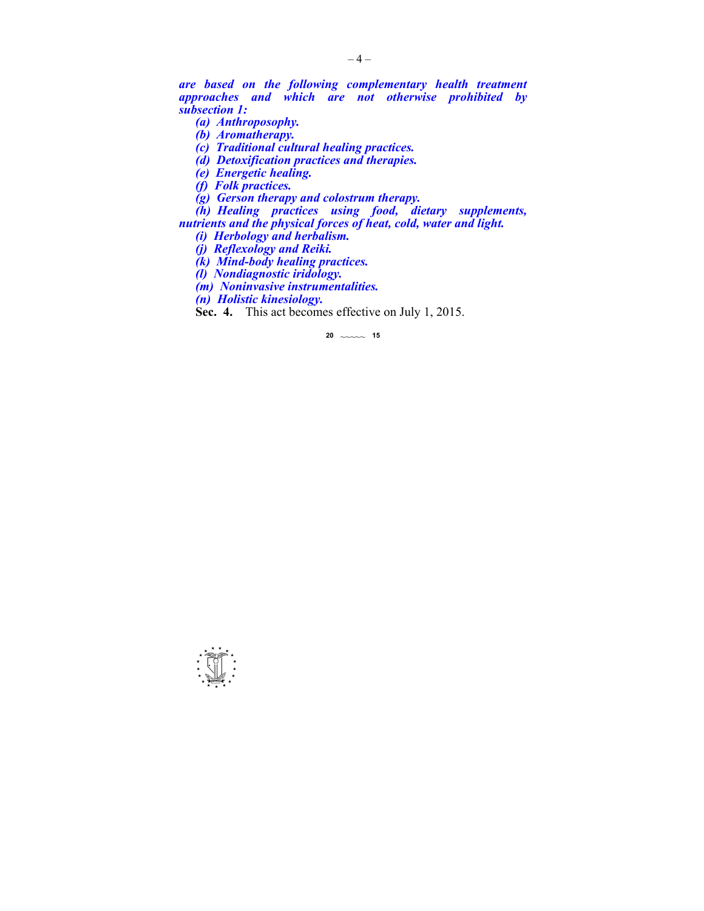***are based on the following complementary health treatment approaches and which are not otherwise prohibited by subsection 1:***

***(a) Anthroposophy.***

***(b) Aromatherapy.***

***(c) Traditional cultural healing practices.***

***(d) Detoxification practices and therapies.***

***(e) Energetic healing.***

***(f) Folk practices.***

***(g) Gerson therapy and colostrum therapy.***

***(h) Healing practices using food, dietary supplements, nutrients and the physical forces of heat, cold, water and light.***

***(i) Herbology and herbalism.***

***(j) Reflexology and Reiki.***

***(k) Mind-body healing practices.***

***(l) Nondiagnostic iridology.***

***(m) Noninvasive instrumentalities.***

***(n) Holistic kinesiology.***

**Sec. 4.** This act becomes effective on July 1, 2015.

20 ~~~~~ 15